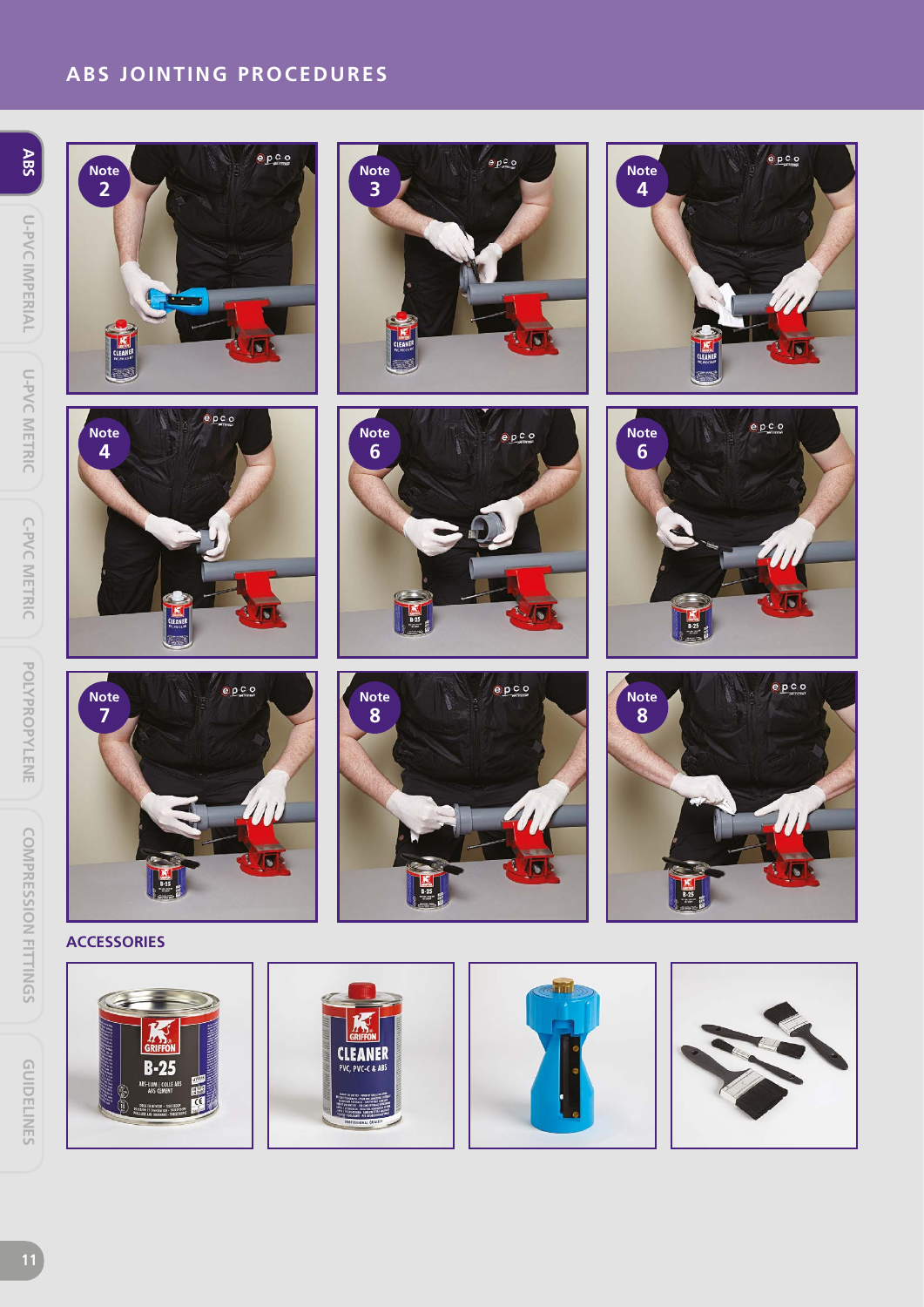# ABS JOINTING PROCEDURES

Note 2

Note 3

Note 4

Note 4

Note 6

Note 6

Note 7

Note 8

Note 8

## ACCESSORIES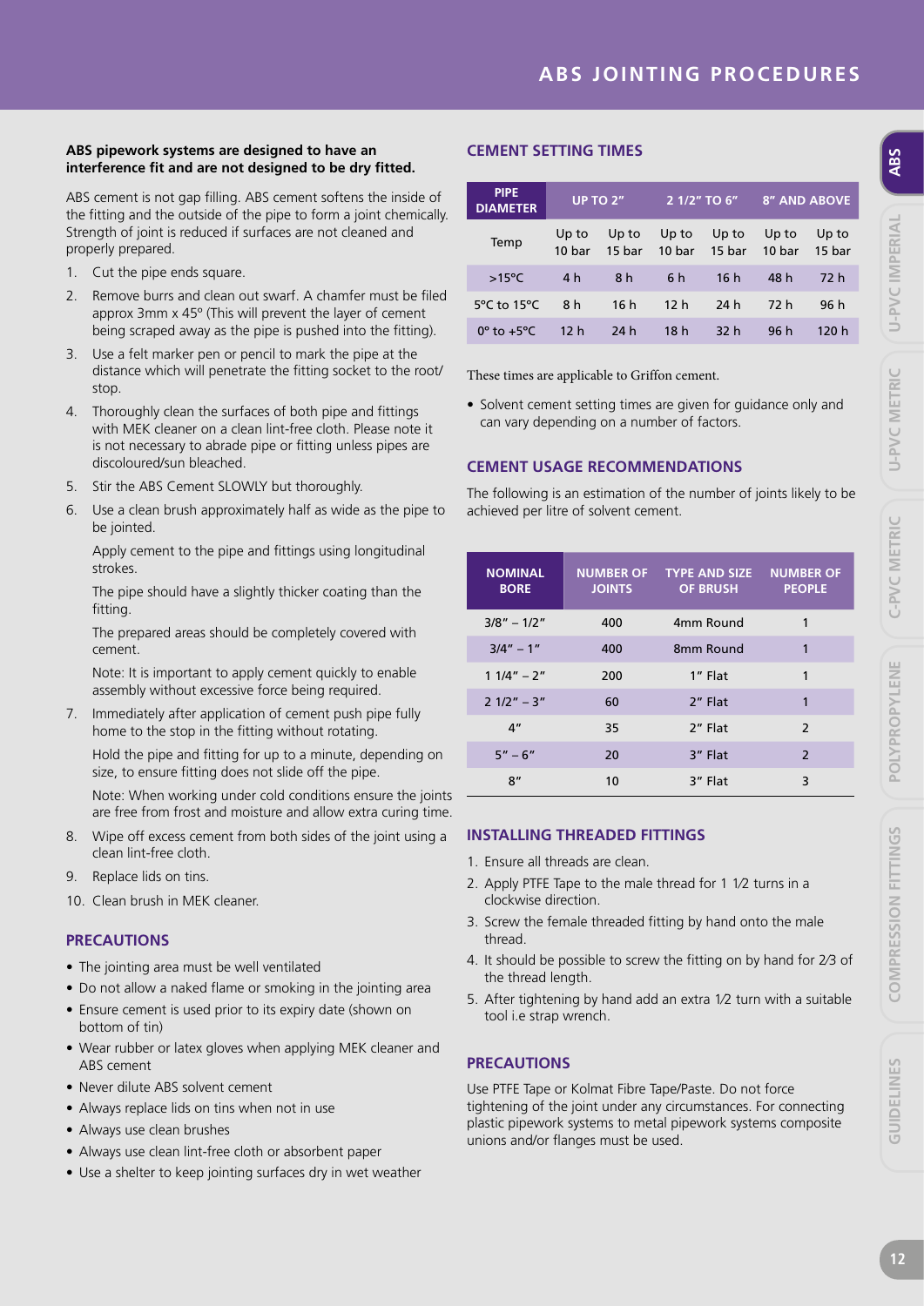# ABS JOINTING PROCEDURES

**ABS pipework systems are designed to have an interference fit and are not designed to be dry fitted.**

ABS cement is not gap filling. ABS cement softens the inside of the fitting and the outside of the pipe to form a joint chemically. Strength of joint is reduced if surfaces are not cleaned and properly prepared.

1. Cut the pipe ends square.
2. Remove burrs and clean out swarf. A chamfer must be filed approx 3mm x 45º (This will prevent the layer of cement being scraped away as the pipe is pushed into the fitting).
3. Use a felt marker pen or pencil to mark the pipe at the distance which will penetrate the fitting socket to the root/stop.
4. Thoroughly clean the surfaces of both pipe and fittings with MEK cleaner on a clean lint-free cloth. Please note it is not necessary to abrade pipe or fitting unless pipes are discoloured/sun bleached.
5. Stir the ABS Cement SLOWLY but thoroughly.
6. Use a clean brush approximately half as wide as the pipe to be jointed.

   Apply cement to the pipe and fittings using longitudinal strokes.

   The pipe should have a slightly thicker coating than the fitting.

   The prepared areas should be completely covered with cement.

   Note: It is important to apply cement quickly to enable assembly without excessive force being required.
7. Immediately after application of cement push pipe fully home to the stop in the fitting without rotating.

   Hold the pipe and fitting for up to a minute, depending on size, to ensure fitting does not slide off the pipe.

   Note: When working under cold conditions ensure the joints are free from frost and moisture and allow extra curing time.
8. Wipe off excess cement from both sides of the joint using a clean lint-free cloth.
9. Replace lids on tins.
10. Clean brush in MEK cleaner.

## PRECAUTIONS

- The jointing area must be well ventilated
- Do not allow a naked flame or smoking in the jointing area
- Ensure cement is used prior to its expiry date (shown on bottom of tin)
- Wear rubber or latex gloves when applying MEK cleaner and ABS cement
- Never dilute ABS solvent cement
- Always replace lids on tins when not in use
- Always use clean brushes
- Always use clean lint-free cloth or absorbent paper
- Use a shelter to keep jointing surfaces dry in wet weather

## CEMENT SETTING TIMES

| PIPE DIAMETER | UP TO 2" | | 2 1/2" TO 6" | | 8" AND ABOVE | |
|---|---|---|---|---|---|---|
| Temp | Up to 10 bar | Up to 15 bar | Up to 10 bar | Up to 15 bar | Up to 10 bar | Up to 15 bar |
| >15ºC | 4 h | 8 h | 6 h | 16 h | 48 h | 72 h |
| 5ºC to 15ºC | 8 h | 16 h | 12 h | 24 h | 72 h | 96 h |
| 0º to +5ºC | 12 h | 24 h | 18 h | 32 h | 96 h | 120 h |

These times are applicable to Griffon cement.

- Solvent cement setting times are given for guidance only and can vary depending on a number of factors.

## CEMENT USAGE RECOMMENDATIONS

The following is an estimation of the number of joints likely to be achieved per litre of solvent cement.

| NOMINAL BORE | NUMBER OF JOINTS | TYPE AND SIZE OF BRUSH | NUMBER OF PEOPLE |
|---|---|---|---|
| 3/8" – 1/2" | 400 | 4mm Round | 1 |
| 3/4" – 1" | 400 | 8mm Round | 1 |
| 1 1/4" – 2" | 200 | 1" Flat | 1 |
| 2 1/2" – 3" | 60 | 2" Flat | 1 |
| 4" | 35 | 2" Flat | 2 |
| 5" – 6" | 20 | 3" Flat | 2 |
| 8" | 10 | 3" Flat | 3 |

## INSTALLING THREADED FITTINGS

1. Ensure all threads are clean.
2. Apply PTFE Tape to the male thread for 1 1⁄2 turns in a clockwise direction.
3. Screw the female threaded fitting by hand onto the male thread.
4. It should be possible to screw the fitting on by hand for 2⁄3 of the thread length.
5. After tightening by hand add an extra 1⁄2 turn with a suitable tool i.e strap wrench.

## PRECAUTIONS

Use PTFE Tape or Kolmat Fibre Tape/Paste. Do not force tightening of the joint under any circumstances. For connecting plastic pipework systems to metal pipework systems composite unions and/or flanges must be used.